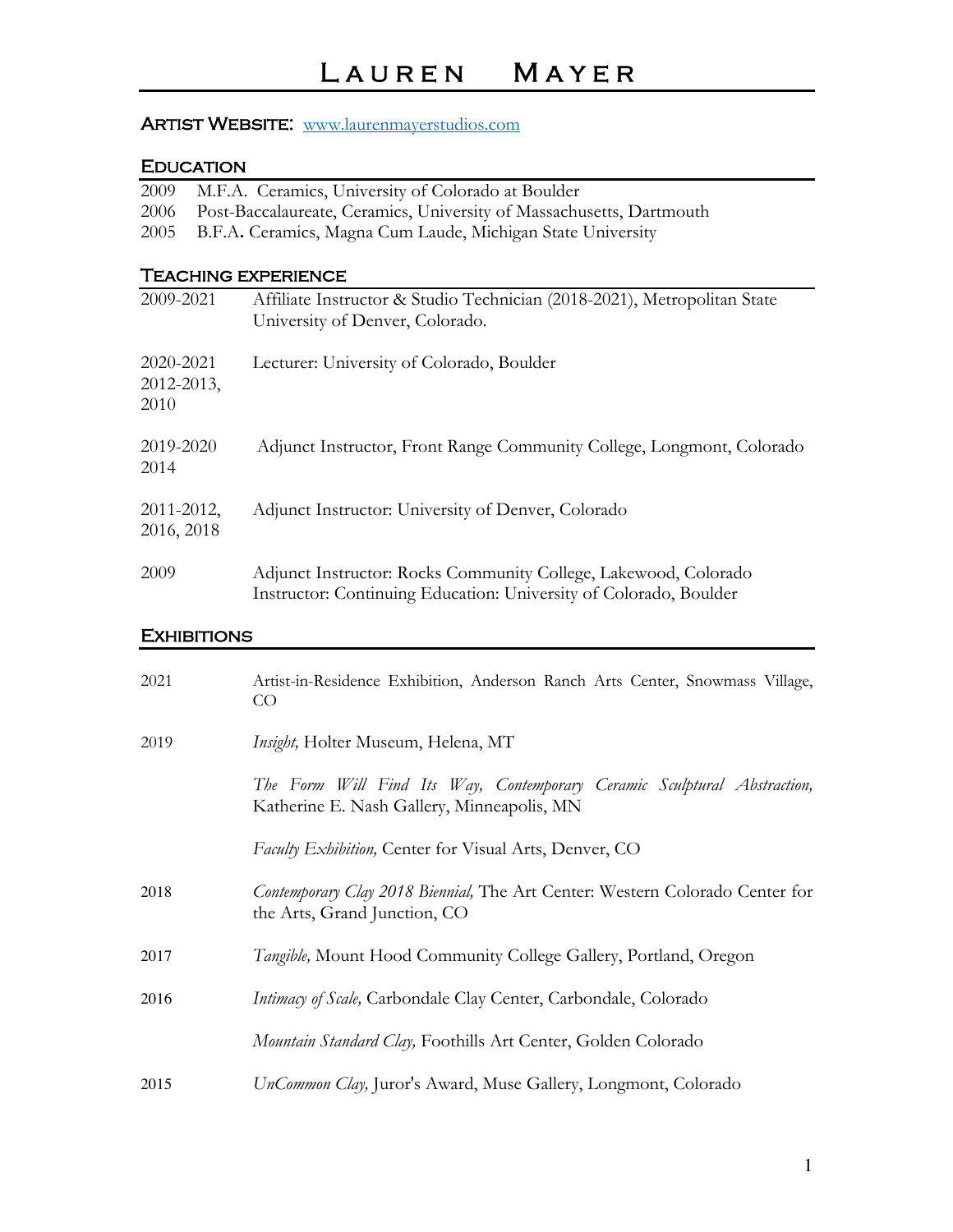# Lauren Mayer

**Artist Website:** [www.laurenmayerstudios.com](http://www.laurenmayerstudios.com)

## Education

2009 M.F.A. Ceramics, University of Colorado at Boulder
2006 Post-Baccalaureate, Ceramics, University of Massachusetts, Dartmouth
2005 B.F.A. Ceramics, Magna Cum Laude, Michigan State University

## Teaching experience

2009-2021 Affiliate Instructor & Studio Technician (2018-2021), Metropolitan State University of Denver, Colorado.

2020-2021, 2012-2013, 2010 Lecturer: University of Colorado, Boulder

2019-2020, 2014 Adjunct Instructor, Front Range Community College, Longmont, Colorado

2011-2012, 2016, 2018 Adjunct Instructor: University of Denver, Colorado

2009 Adjunct Instructor: Rocks Community College, Lakewood, Colorado
Instructor: Continuing Education: University of Colorado, Boulder

## Exhibitions

2021 Artist-in-Residence Exhibition, Anderson Ranch Arts Center, Snowmass Village, CO

2019 *Insight,* Holter Museum, Helena, MT

*The Form Will Find Its Way, Contemporary Ceramic Sculptural Abstraction,* Katherine E. Nash Gallery, Minneapolis, MN

*Faculty Exhibition,* Center for Visual Arts, Denver, CO

2018 *Contemporary Clay 2018 Biennial,* The Art Center: Western Colorado Center for the Arts, Grand Junction, CO

2017 *Tangible,* Mount Hood Community College Gallery, Portland, Oregon

2016 *Intimacy of Scale,* Carbondale Clay Center, Carbondale, Colorado

*Mountain Standard Clay,* Foothills Art Center, Golden Colorado

2015 *UnCommon Clay,* Juror's Award, Muse Gallery, Longmont, Colorado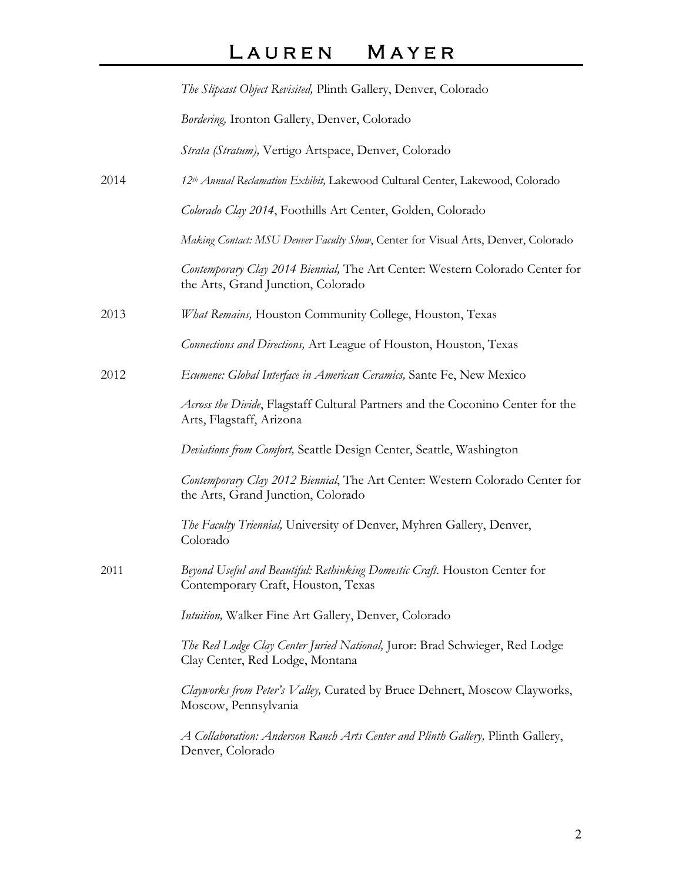*The Slipcast Object Revisited,* Plinth Gallery, Denver, Colorado

*Bordering,* Ironton Gallery, Denver, Colorado

*Strata (Stratum),* Vertigo Artspace, Denver, Colorado

**2014**

*12th Annual Reclamation Exhibit,* Lakewood Cultural Center, Lakewood, Colorado

*Colorado Clay 2014*, Foothills Art Center, Golden, Colorado

*Making Contact: MSU Denver Faculty Show*, Center for Visual Arts, Denver, Colorado

*Contemporary Clay 2014 Biennial,* The Art Center: Western Colorado Center for the Arts, Grand Junction, Colorado

**2013**

*What Remains,* Houston Community College, Houston, Texas

*Connections and Directions,* Art League of Houston, Houston, Texas

**2012**

*Ecumene: Global Interface in American Ceramics,* Sante Fe, New Mexico

*Across the Divide*, Flagstaff Cultural Partners and the Coconino Center for the Arts, Flagstaff, Arizona

*Deviations from Comfort,* Seattle Design Center, Seattle, Washington

*Contemporary Clay 2012 Biennial*, The Art Center: Western Colorado Center for the Arts, Grand Junction, Colorado

*The Faculty Triennial,* University of Denver, Myhren Gallery, Denver, Colorado

**2011**

*Beyond Useful and Beautiful: Rethinking Domestic Craft.* Houston Center for Contemporary Craft, Houston, Texas

*Intuition,* Walker Fine Art Gallery, Denver, Colorado

*The Red Lodge Clay Center Juried National,* Juror: Brad Schwieger, Red Lodge Clay Center, Red Lodge, Montana

*Clayworks from Peter's Valley,* Curated by Bruce Dehnert, Moscow Clayworks, Moscow, Pennsylvania

*A Collaboration: Anderson Ranch Arts Center and Plinth Gallery,* Plinth Gallery, Denver, Colorado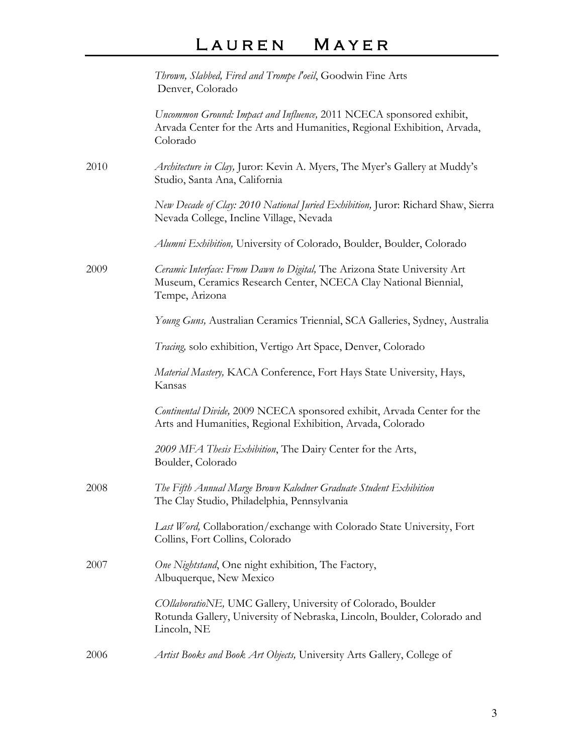*Thrown, Slabbed, Fired and Trompe l'oeil*, Goodwin Fine Arts
Denver, Colorado

*Uncommon Ground: Impact and Influence,* 2011 NCECA sponsored exhibit, Arvada Center for the Arts and Humanities, Regional Exhibition, Arvada, Colorado

2010 *Architecture in Clay,* Juror: Kevin A. Myers, The Myer's Gallery at Muddy's Studio, Santa Ana, California

*New Decade of Clay: 2010 National Juried Exhibition,* Juror: Richard Shaw, Sierra Nevada College, Incline Village, Nevada

*Alumni Exhibition,* University of Colorado, Boulder, Boulder, Colorado

2009 *Ceramic Interface: From Dawn to Digital,* The Arizona State University Art Museum, Ceramics Research Center, NCECA Clay National Biennial, Tempe, Arizona

*Young Guns,* Australian Ceramics Triennial, SCA Galleries, Sydney, Australia

*Tracing,* solo exhibition, Vertigo Art Space, Denver, Colorado

*Material Mastery,* KACA Conference, Fort Hays State University, Hays, Kansas

*Continental Divide,* 2009 NCECA sponsored exhibit, Arvada Center for the Arts and Humanities, Regional Exhibition, Arvada, Colorado

*2009 MFA Thesis Exhibition*, The Dairy Center for the Arts, Boulder, Colorado

2008 *The Fifth Annual Marge Brown Kalodner Graduate Student Exhibition*
The Clay Studio, Philadelphia, Pennsylvania

*Last Word,* Collaboration/exchange with Colorado State University, Fort Collins, Fort Collins, Colorado

2007 *One Nightstand*, One night exhibition, The Factory, Albuquerque, New Mexico

*COllaboratioNE,* UMC Gallery, University of Colorado, Boulder
Rotunda Gallery, University of Nebraska, Lincoln, Boulder, Colorado and Lincoln, NE

2006 *Artist Books and Book Art Objects,* University Arts Gallery, College of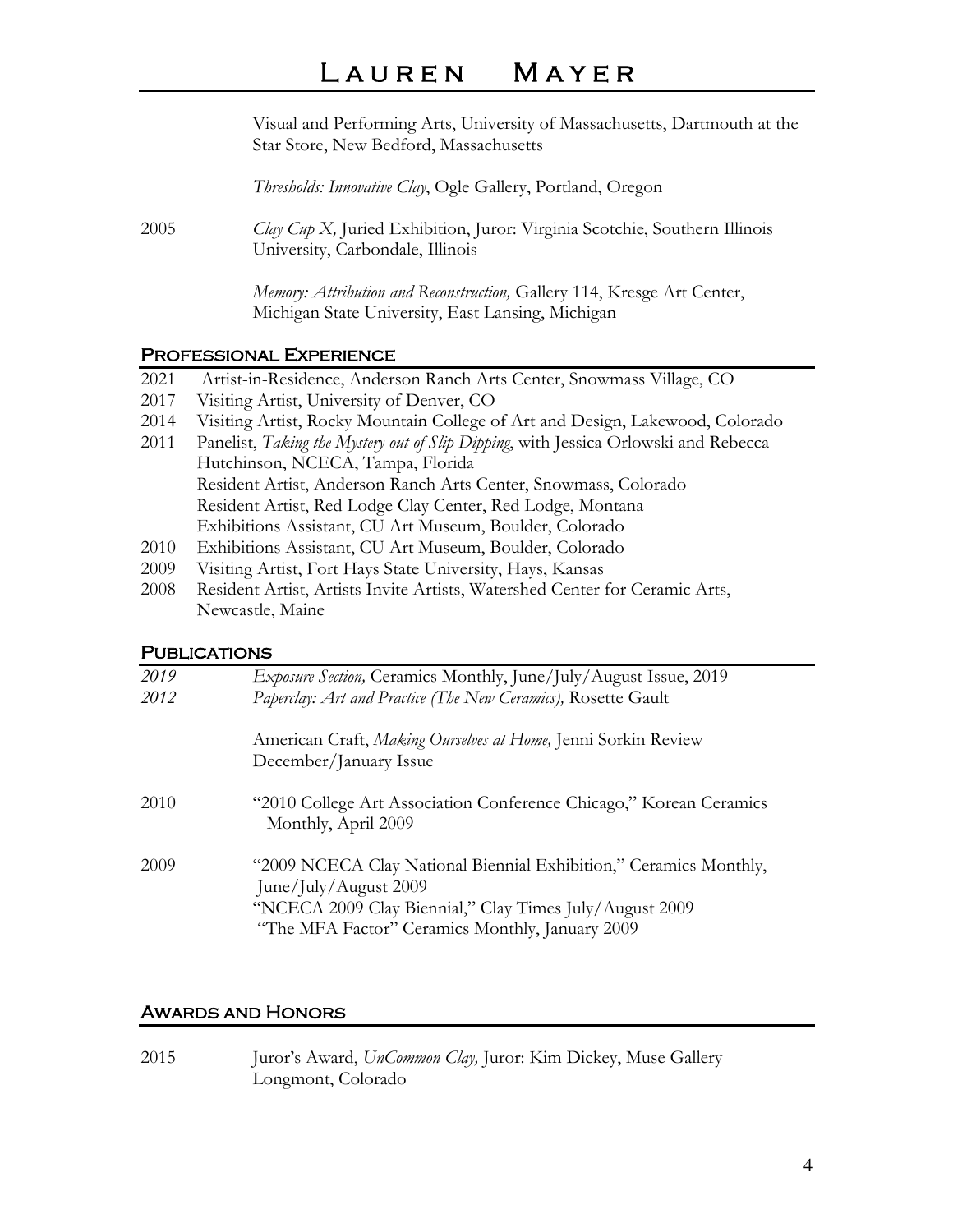Visual and Performing Arts, University of Massachusetts, Dartmouth at the Star Store, New Bedford, Massachusetts

*Thresholds: Innovative Clay*, Ogle Gallery, Portland, Oregon

2005 *Clay Cup X,* Juried Exhibition, Juror: Virginia Scotchie, Southern Illinois University, Carbondale, Illinois

*Memory: Attribution and Reconstruction,* Gallery 114, Kresge Art Center, Michigan State University, East Lansing, Michigan

## Professional Experience

2021 Artist-in-Residence, Anderson Ranch Arts Center, Snowmass Village, CO
2017 Visiting Artist, University of Denver, CO
2014 Visiting Artist, Rocky Mountain College of Art and Design, Lakewood, Colorado
2011 Panelist, *Taking the Mystery out of Slip Dipping*, with Jessica Orlowski and Rebecca Hutchinson, NCECA, Tampa, Florida
Resident Artist, Anderson Ranch Arts Center, Snowmass, Colorado
Resident Artist, Red Lodge Clay Center, Red Lodge, Montana
Exhibitions Assistant, CU Art Museum, Boulder, Colorado
2010 Exhibitions Assistant, CU Art Museum, Boulder, Colorado
2009 Visiting Artist, Fort Hays State University, Hays, Kansas
2008 Resident Artist, Artists Invite Artists, Watershed Center for Ceramic Arts, Newcastle, Maine

## Publications

*2019* *Exposure Section,* Ceramics Monthly, June/July/August Issue, 2019
*2012* *Paperclay: Art and Practice (The New Ceramics),* Rosette Gault

American Craft, *Making Ourselves at Home,* Jenni Sorkin Review December/January Issue

2010 "2010 College Art Association Conference Chicago," Korean Ceramics Monthly, April 2009

2009 "2009 NCECA Clay National Biennial Exhibition," Ceramics Monthly, June/July/August 2009
"NCECA 2009 Clay Biennial," Clay Times July/August 2009
"The MFA Factor" Ceramics Monthly, January 2009

## Awards and Honors

2015 Juror's Award, *UnCommon Clay,* Juror: Kim Dickey, Muse Gallery Longmont, Colorado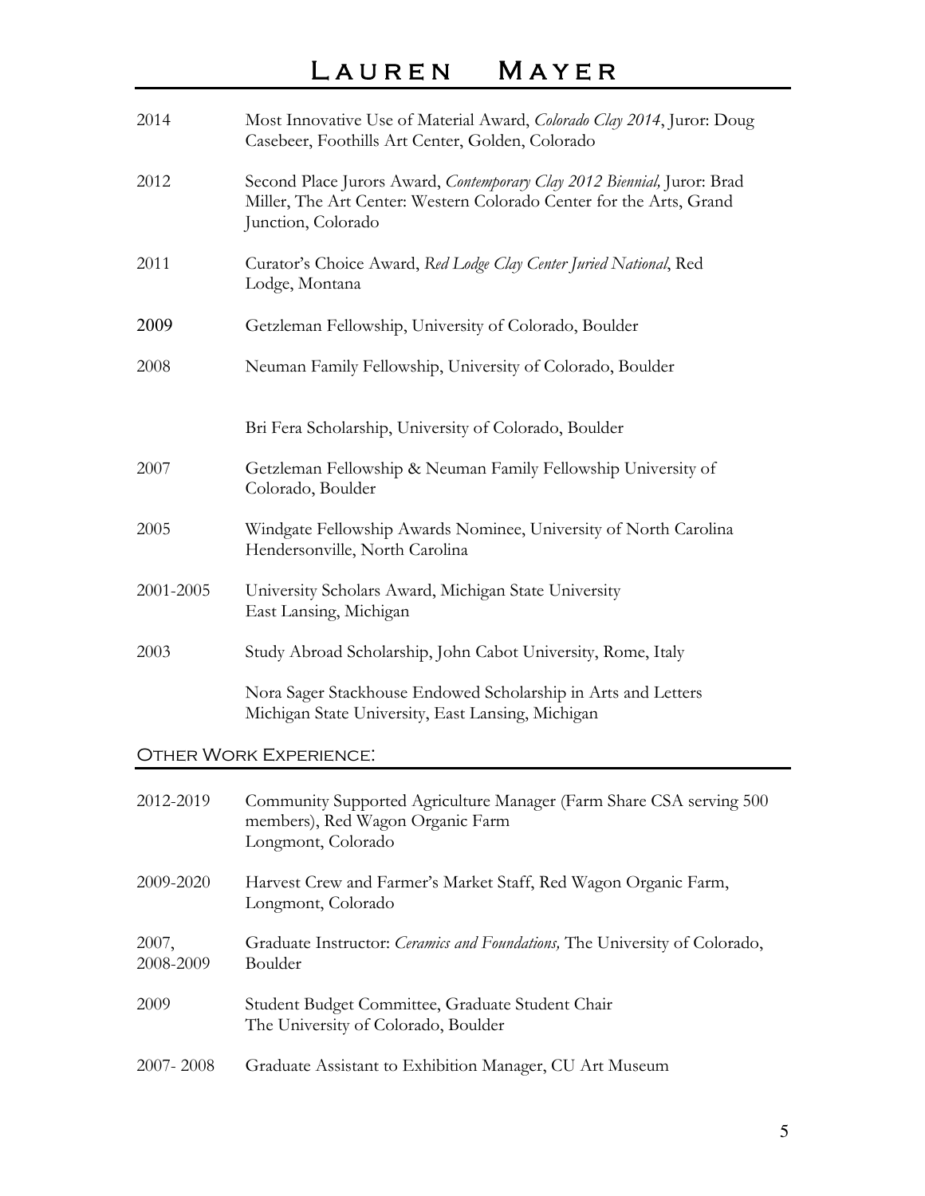| | |
|---|---|
| 2014 | Most Innovative Use of Material Award, *Colorado Clay 2014*, Juror: Doug Casebeer, Foothills Art Center, Golden, Colorado |
| 2012 | Second Place Jurors Award, *Contemporary Clay 2012 Biennial,* Juror: Brad Miller, The Art Center: Western Colorado Center for the Arts, Grand Junction, Colorado |
| 2011 | Curator's Choice Award, *Red Lodge Clay Center Juried National*, Red Lodge, Montana |
| 2009 | Getzleman Fellowship, University of Colorado, Boulder |
| 2008 | Neuman Family Fellowship, University of Colorado, Boulder |
| | Bri Fera Scholarship, University of Colorado, Boulder |
| 2007 | Getzleman Fellowship & Neuman Family Fellowship University of Colorado, Boulder |
| 2005 | Windgate Fellowship Awards Nominee, University of North Carolina Hendersonville, North Carolina |
| 2001-2005 | University Scholars Award, Michigan State University East Lansing, Michigan |
| 2003 | Study Abroad Scholarship, John Cabot University, Rome, Italy |
| | Nora Sager Stackhouse Endowed Scholarship in Arts and Letters Michigan State University, East Lansing, Michigan |

## Other Work Experience:

| | |
|---|---|
| 2012-2019 | Community Supported Agriculture Manager (Farm Share CSA serving 500 members), Red Wagon Organic Farm Longmont, Colorado |
| 2009-2020 | Harvest Crew and Farmer's Market Staff, Red Wagon Organic Farm, Longmont, Colorado |
| 2007, 2008-2009 | Graduate Instructor: *Ceramics and Foundations,* The University of Colorado, Boulder |
| 2009 | Student Budget Committee, Graduate Student Chair The University of Colorado, Boulder |
| 2007- 2008 | Graduate Assistant to Exhibition Manager, CU Art Museum |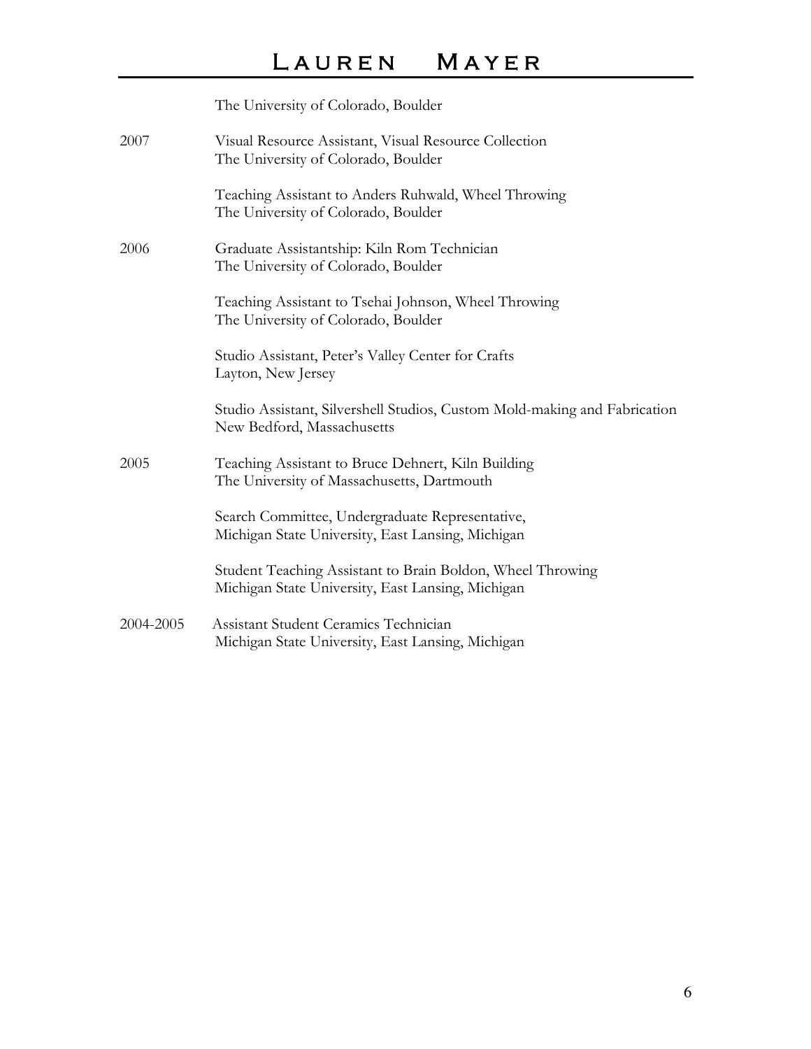The University of Colorado, Boulder

2007 Visual Resource Assistant, Visual Resource Collection
The University of Colorado, Boulder

Teaching Assistant to Anders Ruhwald, Wheel Throwing
The University of Colorado, Boulder

2006 Graduate Assistantship: Kiln Rom Technician
The University of Colorado, Boulder

Teaching Assistant to Tsehai Johnson, Wheel Throwing
The University of Colorado, Boulder

Studio Assistant, Peter's Valley Center for Crafts
Layton, New Jersey

Studio Assistant, Silvershell Studios, Custom Mold-making and Fabrication
New Bedford, Massachusetts

2005 Teaching Assistant to Bruce Dehnert, Kiln Building
The University of Massachusetts, Dartmouth

Search Committee, Undergraduate Representative,
Michigan State University, East Lansing, Michigan

Student Teaching Assistant to Brain Boldon, Wheel Throwing
Michigan State University, East Lansing, Michigan

2004-2005 Assistant Student Ceramics Technician
Michigan State University, East Lansing, Michigan